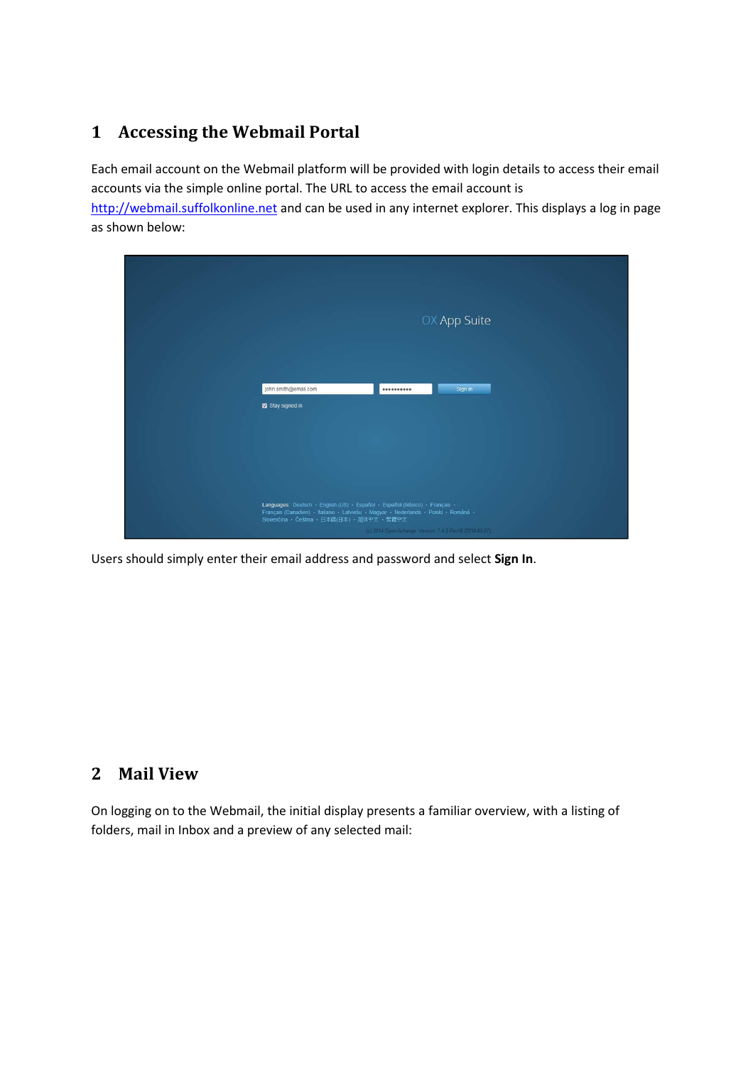# 1 Accessing the Webmail Portal

Each email account on the Webmail platform will be provided with login details to access their email accounts via the simple online portal. The URL to access the email account is [http://webmail.suffolkonline.net](http://webmail.suffolkonline.net) and can be used in any internet explorer. This displays a log in page as shown below:

Users should simply enter their email address and password and select **Sign In**.

# 2 Mail View

On logging on to the Webmail, the initial display presents a familiar overview, with a listing of folders, mail in Inbox and a preview of any selected mail: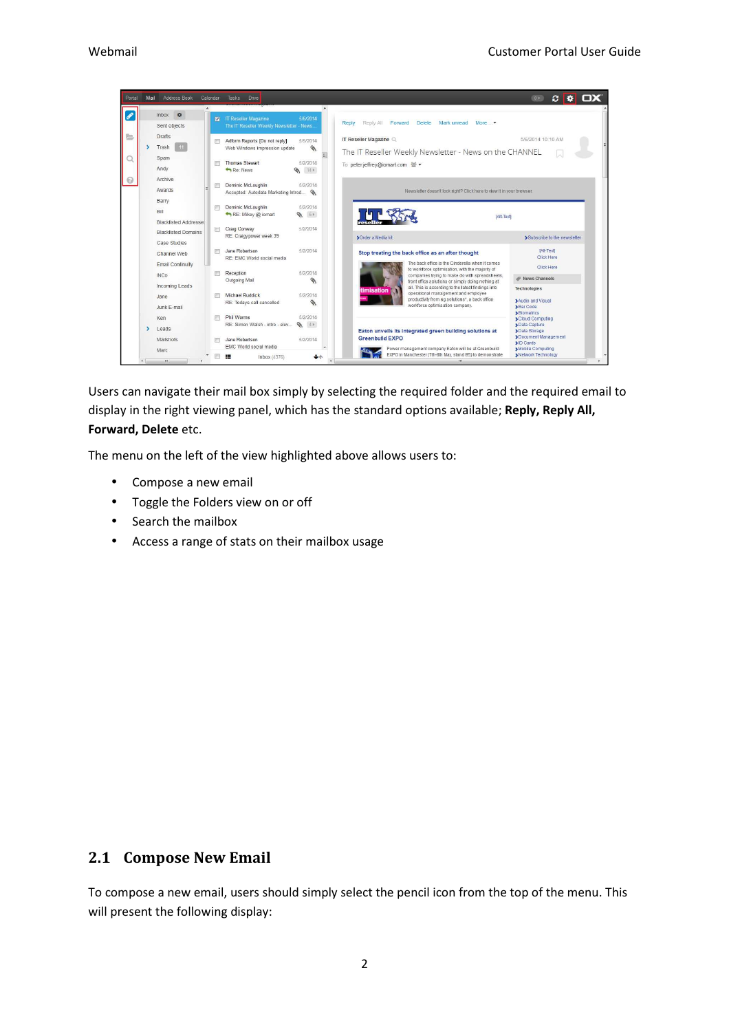Users can navigate their mail box simply by selecting the required folder and the required email to display in the right viewing panel, which has the standard options available; **Reply, Reply All, Forward, Delete** etc.

The menu on the left of the view highlighted above allows users to:

- Compose a new email
- Toggle the Folders view on or off
- Search the mailbox
- Access a range of stats on their mailbox usage

## 2.1 Compose New Email

To compose a new email, users should simply select the pencil icon from the top of the menu. This will present the following display: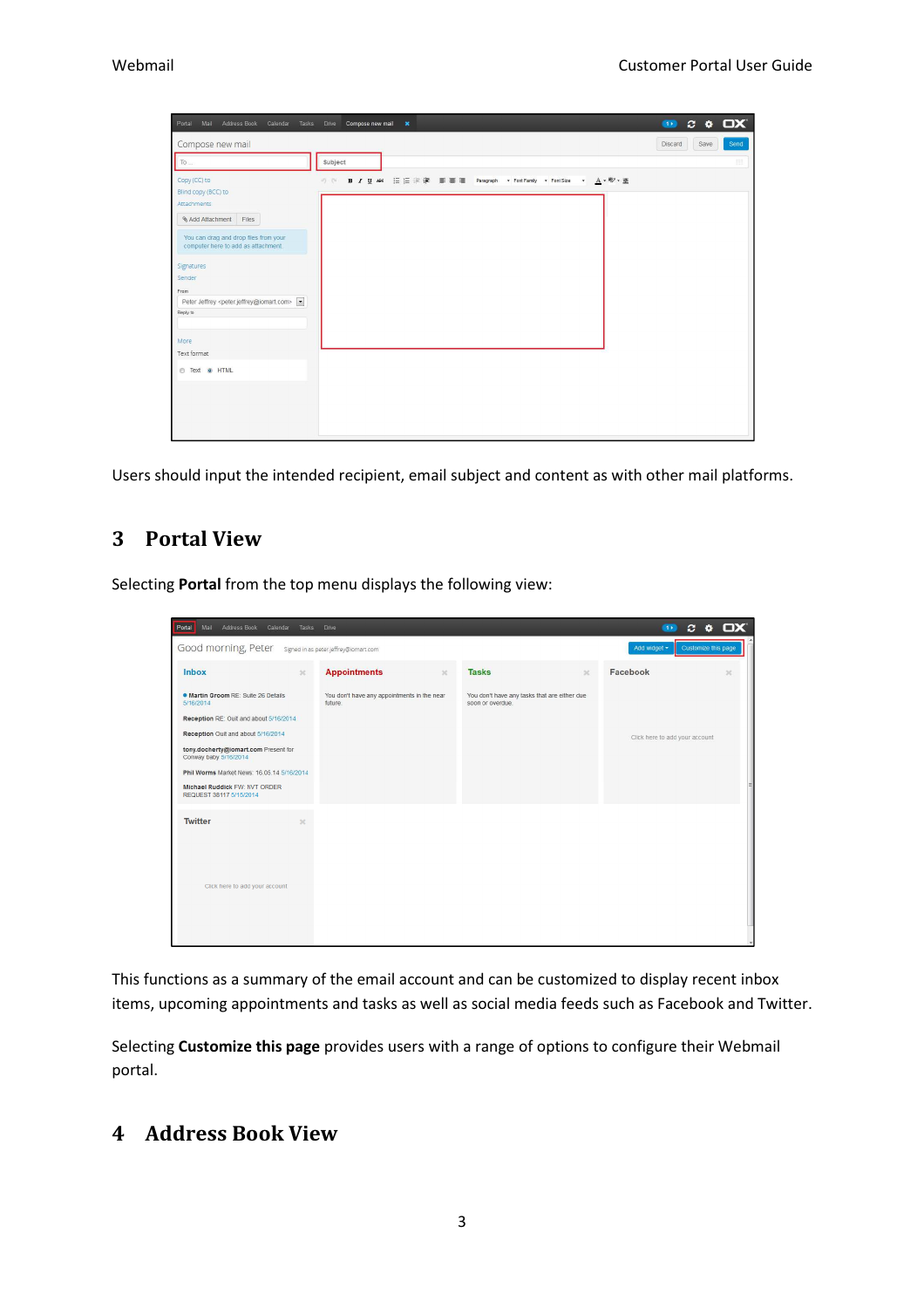Users should input the intended recipient, email subject and content as with other mail platforms.

# 3 Portal View

Selecting **Portal** from the top menu displays the following view:

This functions as a summary of the email account and can be customized to display recent inbox items, upcoming appointments and tasks as well as social media feeds such as Facebook and Twitter.

Selecting **Customize this page** provides users with a range of options to configure their Webmail portal.

# 4 Address Book View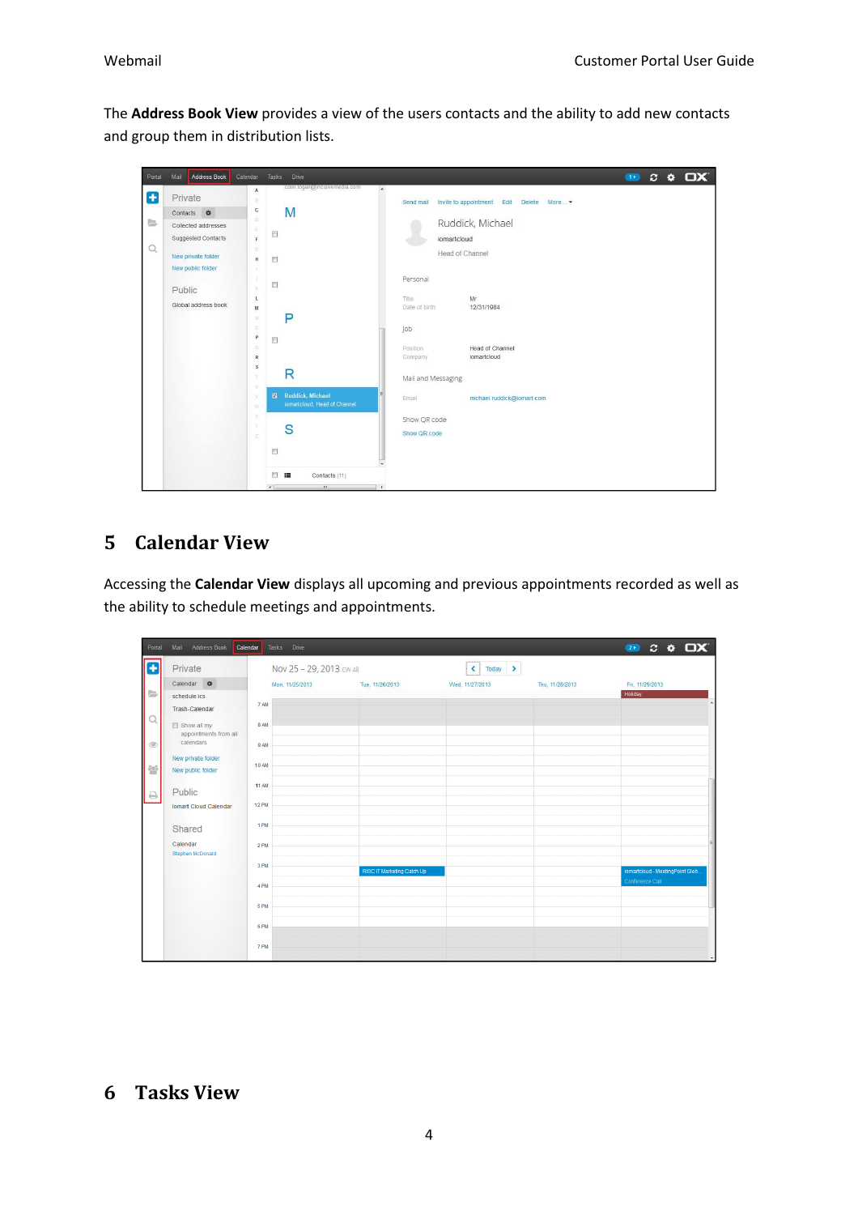The **Address Book View** provides a view of the users contacts and the ability to add new contacts and group them in distribution lists.

## 5 Calendar View

Accessing the **Calendar View** displays all upcoming and previous appointments recorded as well as the ability to schedule meetings and appointments.

## 6 Tasks View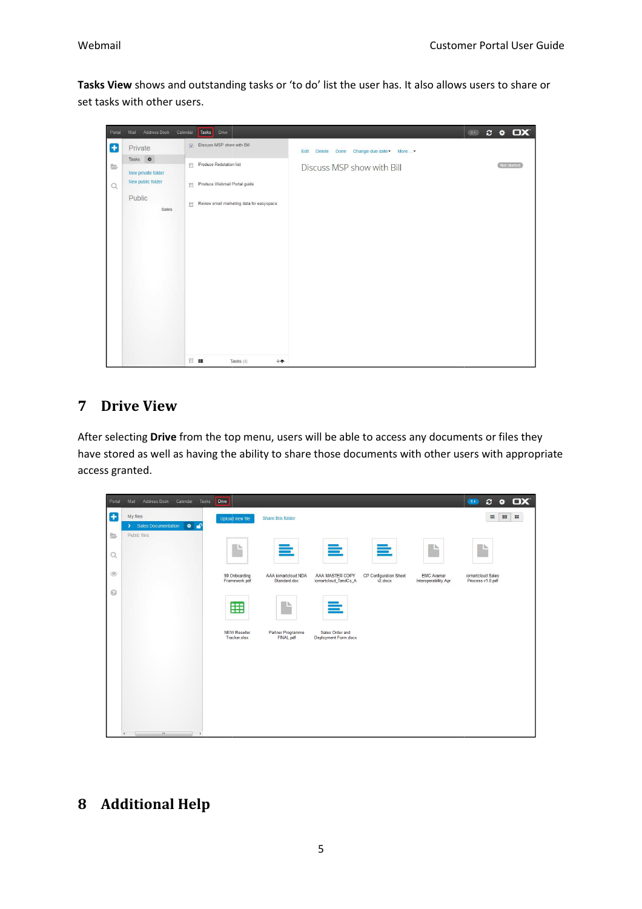**Tasks View** shows and outstanding tasks or 'to do' list the user has. It also allows users to share or set tasks with other users.

## 7 Drive View

After selecting **Drive** from the top menu, users will be able to access any documents or files they have stored as well as having the ability to share those documents with other users with appropriate access granted.

## 8 Additional Help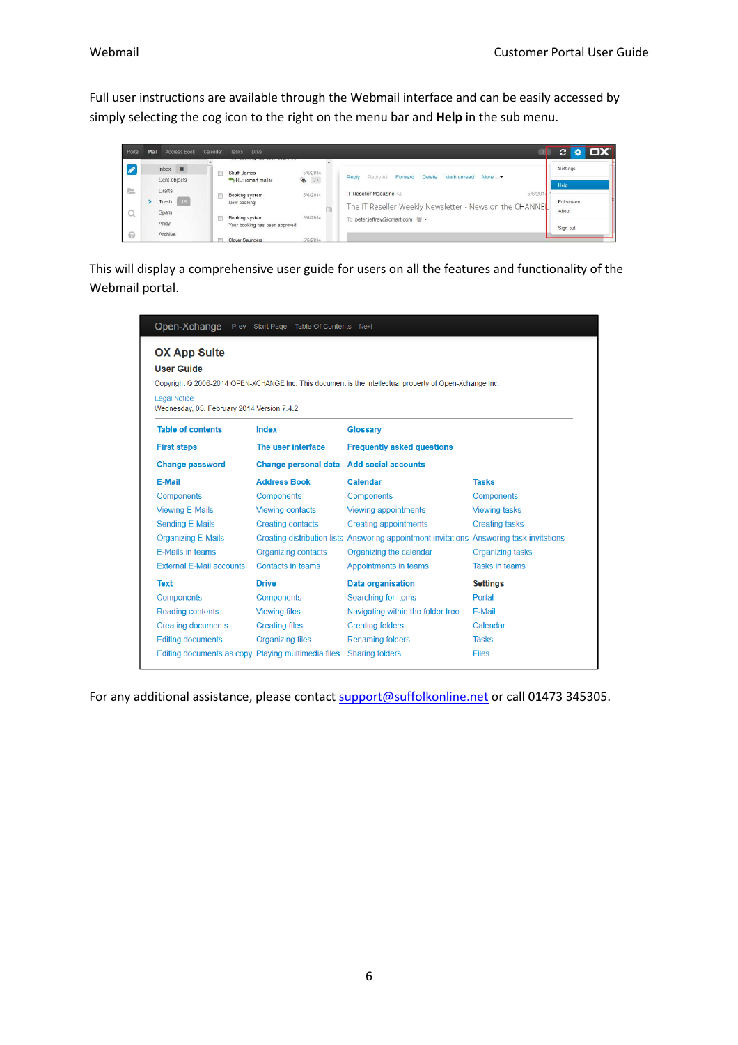Full user instructions are available through the Webmail interface and can be easily accessed by simply selecting the cog icon to the right on the menu bar and **Help** in the sub menu.

This will display a comprehensive user guide for users on all the features and functionality of the Webmail portal.

For any additional assistance, please contact support@suffolkonline.net or call 01473 345305.